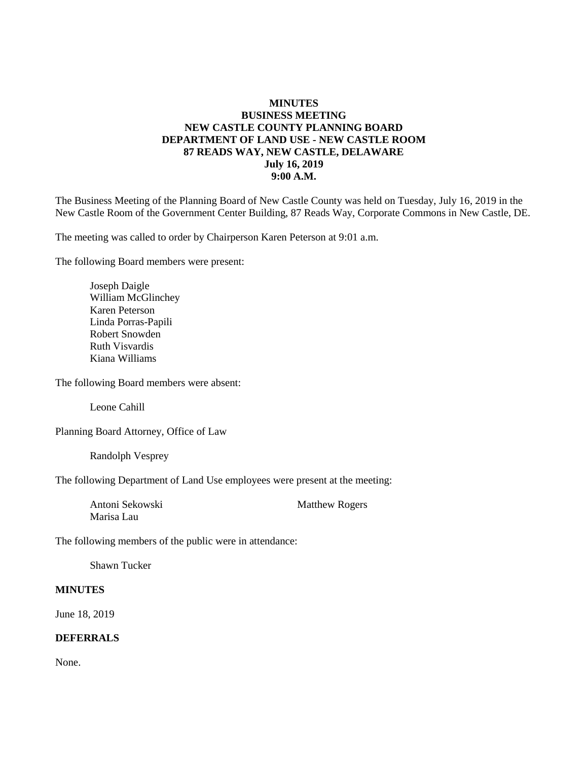**MINUTES**
**BUSINESS MEETING**
**NEW CASTLE COUNTY PLANNING BOARD**
**DEPARTMENT OF LAND USE - NEW CASTLE ROOM**
**87 READS WAY, NEW CASTLE, DELAWARE**
**July 16, 2019**
**9:00 A.M.**

The Business Meeting of the Planning Board of New Castle County was held on Tuesday, July 16, 2019 in the New Castle Room of the Government Center Building, 87 Reads Way, Corporate Commons in New Castle, DE.

The meeting was called to order by Chairperson Karen Peterson at 9:01 a.m.

The following Board members were present:

Joseph Daigle
William McGlinchey
Karen Peterson
Linda Porras-Papili
Robert Snowden
Ruth Visvardis
Kiana Williams

The following Board members were absent:

Leone Cahill

Planning Board Attorney, Office of Law

Randolph Vesprey

The following Department of Land Use employees were present at the meeting:

Antoni Sekowski
Marisa Lau
Matthew Rogers

The following members of the public were in attendance:

Shawn Tucker

**MINUTES**

June 18, 2019

**DEFERRALS**

None.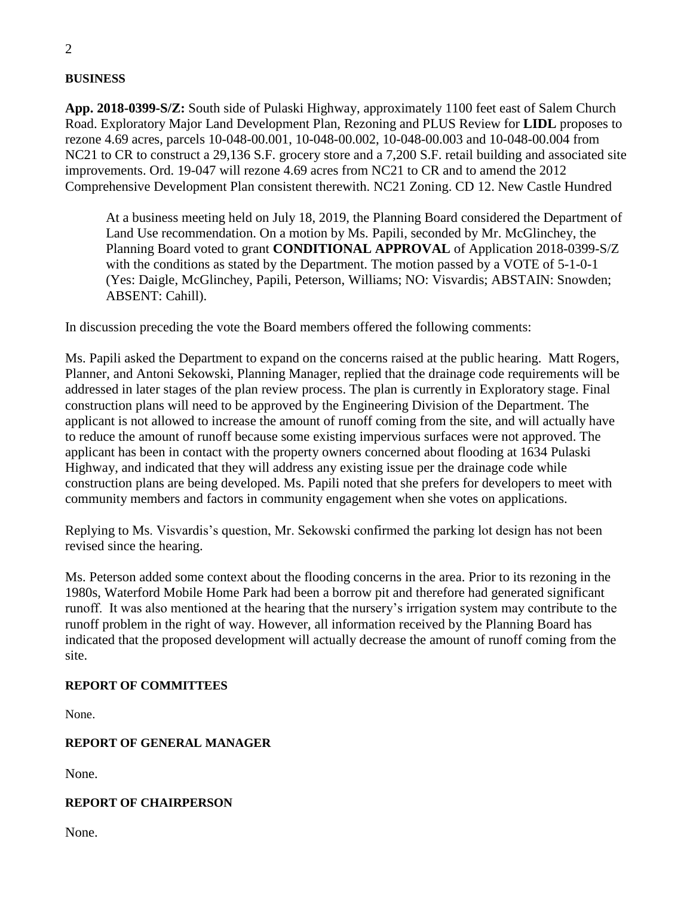**BUSINESS**

**App. 2018-0399-S/Z:** South side of Pulaski Highway, approximately 1100 feet east of Salem Church Road. Exploratory Major Land Development Plan, Rezoning and PLUS Review for **LIDL** proposes to rezone 4.69 acres, parcels 10-048-00.001, 10-048-00.002, 10-048-00.003 and 10-048-00.004 from NC21 to CR to construct a 29,136 S.F. grocery store and a 7,200 S.F. retail building and associated site improvements. Ord. 19-047 will rezone 4.69 acres from NC21 to CR and to amend the 2012 Comprehensive Development Plan consistent therewith. NC21 Zoning. CD 12. New Castle Hundred

> At a business meeting held on July 18, 2019, the Planning Board considered the Department of Land Use recommendation. On a motion by Ms. Papili, seconded by Mr. McGlinchey, the Planning Board voted to grant **CONDITIONAL APPROVAL** of Application 2018-0399-S/Z with the conditions as stated by the Department. The motion passed by a VOTE of 5-1-0-1 (Yes: Daigle, McGlinchey, Papili, Peterson, Williams; NO: Visvardis; ABSTAIN: Snowden; ABSENT: Cahill).

In discussion preceding the vote the Board members offered the following comments:

Ms. Papili asked the Department to expand on the concerns raised at the public hearing. Matt Rogers, Planner, and Antoni Sekowski, Planning Manager, replied that the drainage code requirements will be addressed in later stages of the plan review process. The plan is currently in Exploratory stage. Final construction plans will need to be approved by the Engineering Division of the Department. The applicant is not allowed to increase the amount of runoff coming from the site, and will actually have to reduce the amount of runoff because some existing impervious surfaces were not approved. The applicant has been in contact with the property owners concerned about flooding at 1634 Pulaski Highway, and indicated that they will address any existing issue per the drainage code while construction plans are being developed. Ms. Papili noted that she prefers for developers to meet with community members and factors in community engagement when she votes on applications.

Replying to Ms. Visvardis's question, Mr. Sekowski confirmed the parking lot design has not been revised since the hearing.

Ms. Peterson added some context about the flooding concerns in the area. Prior to its rezoning in the 1980s, Waterford Mobile Home Park had been a borrow pit and therefore had generated significant runoff. It was also mentioned at the hearing that the nursery's irrigation system may contribute to the runoff problem in the right of way. However, all information received by the Planning Board has indicated that the proposed development will actually decrease the amount of runoff coming from the site.

**REPORT OF COMMITTEES**

None.

**REPORT OF GENERAL MANAGER**

None.

**REPORT OF CHAIRPERSON**

None.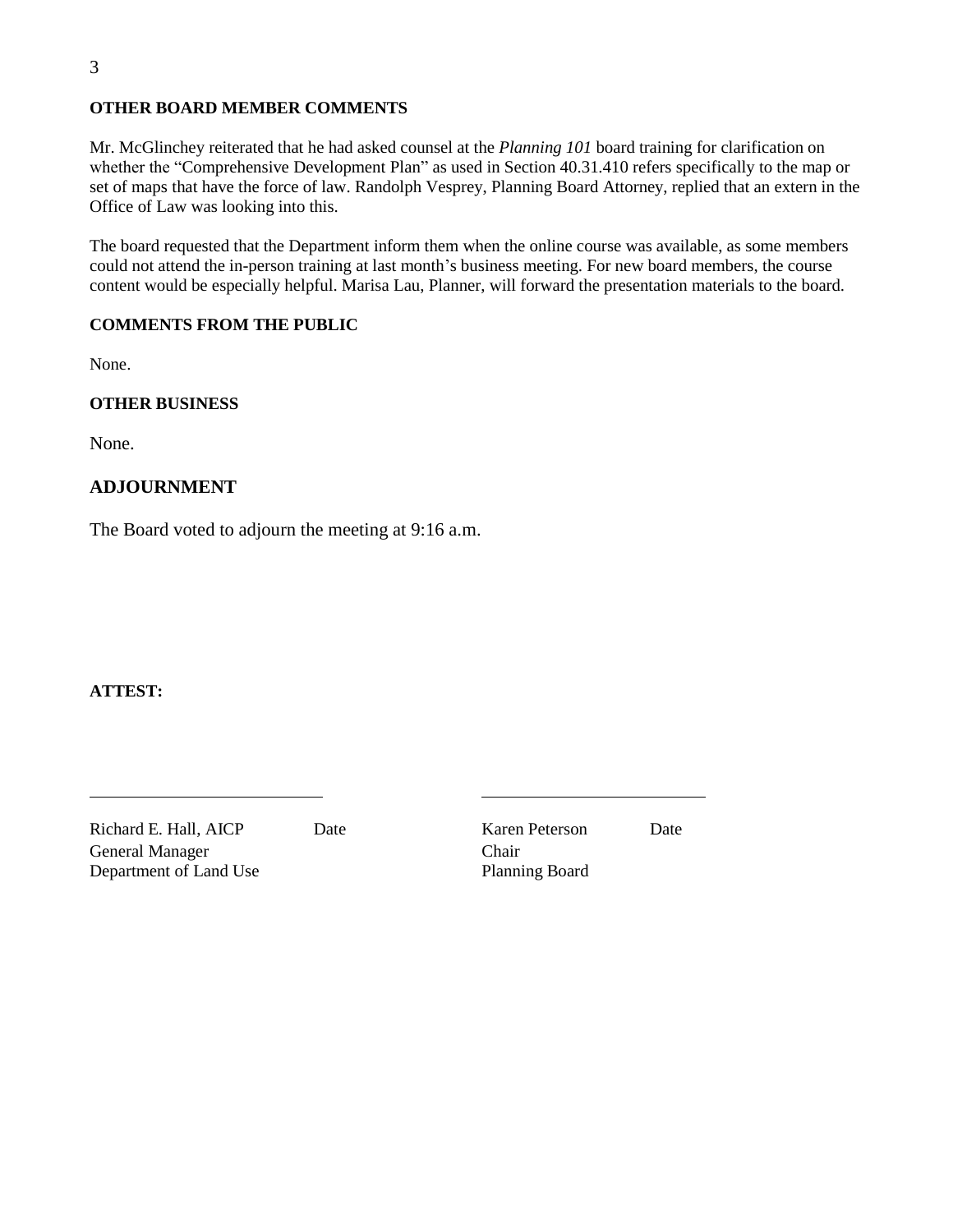**OTHER BOARD MEMBER COMMENTS**

Mr. McGlinchey reiterated that he had asked counsel at the *Planning 101* board training for clarification on whether the "Comprehensive Development Plan" as used in Section 40.31.410 refers specifically to the map or set of maps that have the force of law. Randolph Vesprey, Planning Board Attorney, replied that an extern in the Office of Law was looking into this.

The board requested that the Department inform them when the online course was available, as some members could not attend the in-person training at last month's business meeting. For new board members, the course content would be especially helpful. Marisa Lau, Planner, will forward the presentation materials to the board.

**COMMENTS FROM THE PUBLIC**

None.

**OTHER BUSINESS**

None.

**ADJOURNMENT**

The Board voted to adjourn the meeting at 9:16 a.m.

**ATTEST:**

| | | | |
|---|---|---|---|
| Richard E. Hall, AICP | Date | Karen Peterson | Date |
| General Manager | | Chair | |
| Department of Land Use | | Planning Board | |